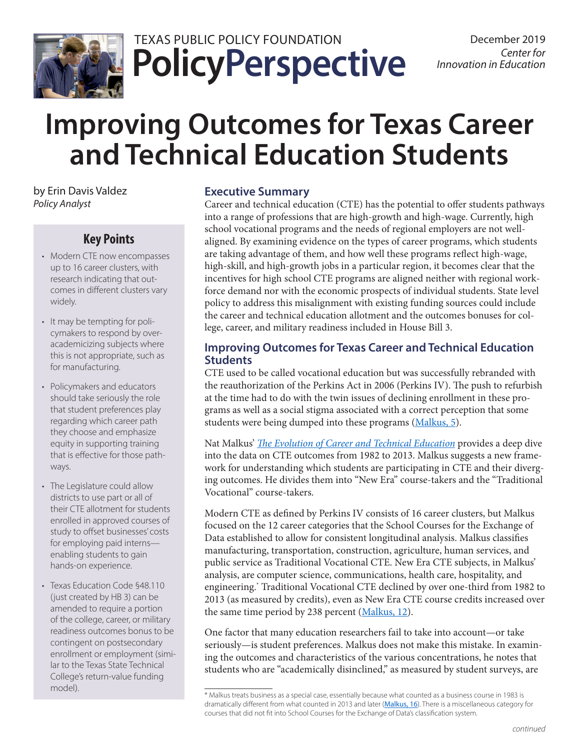TEXAS PUBLIC POLICY FOUNDATION

# PolicyPerspective

December 2019
*Center for Innovation in Education*

# Improving Outcomes for Texas Career and Technical Education Students

by Erin Davis Valdez
*Policy Analyst*

## Key Points

- Modern CTE now encompasses up to 16 career clusters, with research indicating that outcomes in different clusters vary widely.
- It may be tempting for policymakers to respond by over-academicizing subjects where this is not appropriate, such as for manufacturing.
- Policymakers and educators should take seriously the role that student preferences play regarding which career path they choose and emphasize equity in supporting training that is effective for those pathways.
- The Legislature could allow districts to use part or all of their CTE allotment for students enrolled in approved courses of study to offset businesses' costs for employing paid interns—enabling students to gain hands-on experience.
- Texas Education Code §48.110 (just created by HB 3) can be amended to require a portion of the college, career, or military readiness outcomes bonus to be contingent on postsecondary enrollment or employment (similar to the Texas State Technical College's return-value funding model).

## Executive Summary

Career and technical education (CTE) has the potential to offer students pathways into a range of professions that are high-growth and high-wage. Currently, high school vocational programs and the needs of regional employers are not well-aligned. By examining evidence on the types of career programs, which students are taking advantage of them, and how well these programs reflect high-wage, high-skill, and high-growth jobs in a particular region, it becomes clear that the incentives for high school CTE programs are aligned neither with regional workforce demand nor with the economic prospects of individual students. State level policy to address this misalignment with existing funding sources could include the career and technical education allotment and the outcomes bonuses for college, career, and military readiness included in House Bill 3.

## Improving Outcomes for Texas Career and Technical Education Students

CTE used to be called vocational education but was successfully rebranded with the reauthorization of the Perkins Act in 2006 (Perkins IV). The push to refurbish at the time had to do with the twin issues of declining enrollment in these programs as well as a social stigma associated with a correct perception that some students were being dumped into these programs (Malkus, 5).

Nat Malkus' *The Evolution of Career and Technical Education* provides a deep dive into the data on CTE outcomes from 1982 to 2013. Malkus suggests a new framework for understanding which students are participating in CTE and their diverging outcomes. He divides them into "New Era" course-takers and the "Traditional Vocational" course-takers.

Modern CTE as defined by Perkins IV consists of 16 career clusters, but Malkus focused on the 12 career categories that the School Courses for the Exchange of Data established to allow for consistent longitudinal analysis. Malkus classifies manufacturing, transportation, construction, agriculture, human services, and public service as Traditional Vocational CTE. New Era CTE subjects, in Malkus' analysis, are computer science, communications, health care, hospitality, and engineering.* Traditional Vocational CTE declined by over one-third from 1982 to 2013 (as measured by credits), even as New Era CTE course credits increased over the same time period by 238 percent (Malkus, 12).

One factor that many education researchers fail to take into account—or take seriously—is student preferences. Malkus does not make this mistake. In examining the outcomes and characteristics of the various concentrations, he notes that students who are "academically disinclined," as measured by student surveys, are

\* Malkus treats business as a special case, essentially because what counted as a business course in 1983 is dramatically different from what counted in 2013 and later (Malkus, 16). There is a miscellaneous category for courses that did not fit into School Courses for the Exchange of Data's classification system.

*continued*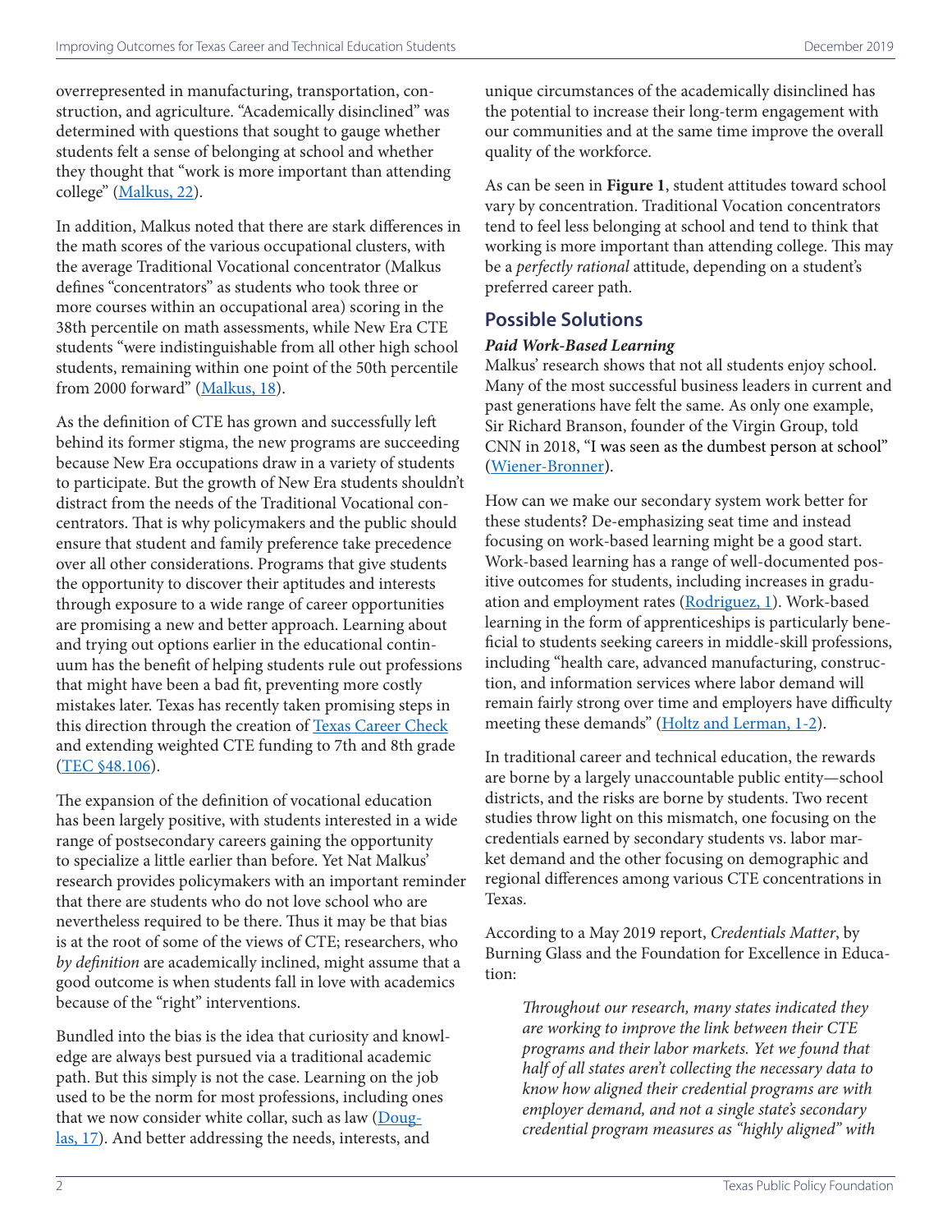overrepresented in manufacturing, transportation, construction, and agriculture. "Academically disinclined" was determined with questions that sought to gauge whether students felt a sense of belonging at school and whether they thought that "work is more important than attending college" (Malkus, 22).

In addition, Malkus noted that there are stark differences in the math scores of the various occupational clusters, with the average Traditional Vocational concentrator (Malkus defines "concentrators" as students who took three or more courses within an occupational area) scoring in the 38th percentile on math assessments, while New Era CTE students "were indistinguishable from all other high school students, remaining within one point of the 50th percentile from 2000 forward" (Malkus, 18).

As the definition of CTE has grown and successfully left behind its former stigma, the new programs are succeeding because New Era occupations draw in a variety of students to participate. But the growth of New Era students shouldn't distract from the needs of the Traditional Vocational concentrators. That is why policymakers and the public should ensure that student and family preference take precedence over all other considerations. Programs that give students the opportunity to discover their aptitudes and interests through exposure to a wide range of career opportunities are promising a new and better approach. Learning about and trying out options earlier in the educational continuum has the benefit of helping students rule out professions that might have been a bad fit, preventing more costly mistakes later. Texas has recently taken promising steps in this direction through the creation of Texas Career Check and extending weighted CTE funding to 7th and 8th grade (TEC §48.106).

The expansion of the definition of vocational education has been largely positive, with students interested in a wide range of postsecondary careers gaining the opportunity to specialize a little earlier than before. Yet Nat Malkus' research provides policymakers with an important reminder that there are students who do not love school who are nevertheless required to be there. Thus it may be that bias is at the root of some of the views of CTE; researchers, who *by definition* are academically inclined, might assume that a good outcome is when students fall in love with academics because of the "right" interventions.

Bundled into the bias is the idea that curiosity and knowledge are always best pursued via a traditional academic path. But this simply is not the case. Learning on the job used to be the norm for most professions, including ones that we now consider white collar, such as law (Douglas, 17). And better addressing the needs, interests, and unique circumstances of the academically disinclined has the potential to increase their long-term engagement with our communities and at the same time improve the overall quality of the workforce.

As can be seen in **Figure 1**, student attitudes toward school vary by concentration. Traditional Vocation concentrators tend to feel less belonging at school and tend to think that working is more important than attending college. This may be a *perfectly rational* attitude, depending on a student's preferred career path.

## Possible Solutions

***Paid Work-Based Learning***

Malkus' research shows that not all students enjoy school. Many of the most successful business leaders in current and past generations have felt the same. As only one example, Sir Richard Branson, founder of the Virgin Group, told CNN in 2018, "I was seen as the dumbest person at school" (Wiener-Bronner).

How can we make our secondary system work better for these students? De-emphasizing seat time and instead focusing on work-based learning might be a good start. Work-based learning has a range of well-documented positive outcomes for students, including increases in graduation and employment rates (Rodriguez, 1). Work-based learning in the form of apprenticeships is particularly beneficial to students seeking careers in middle-skill professions, including "health care, advanced manufacturing, construction, and information services where labor demand will remain fairly strong over time and employers have difficulty meeting these demands" (Holtz and Lerman, 1-2).

In traditional career and technical education, the rewards are borne by a largely unaccountable public entity—school districts, and the risks are borne by students. Two recent studies throw light on this mismatch, one focusing on the credentials earned by secondary students vs. labor market demand and the other focusing on demographic and regional differences among various CTE concentrations in Texas.

According to a May 2019 report, *Credentials Matter*, by Burning Glass and the Foundation for Excellence in Education:

> *Throughout our research, many states indicated they are working to improve the link between their CTE programs and their labor markets. Yet we found that half of all states aren't collecting the necessary data to know how aligned their credential programs are with employer demand, and not a single state's secondary credential program measures as "highly aligned" with*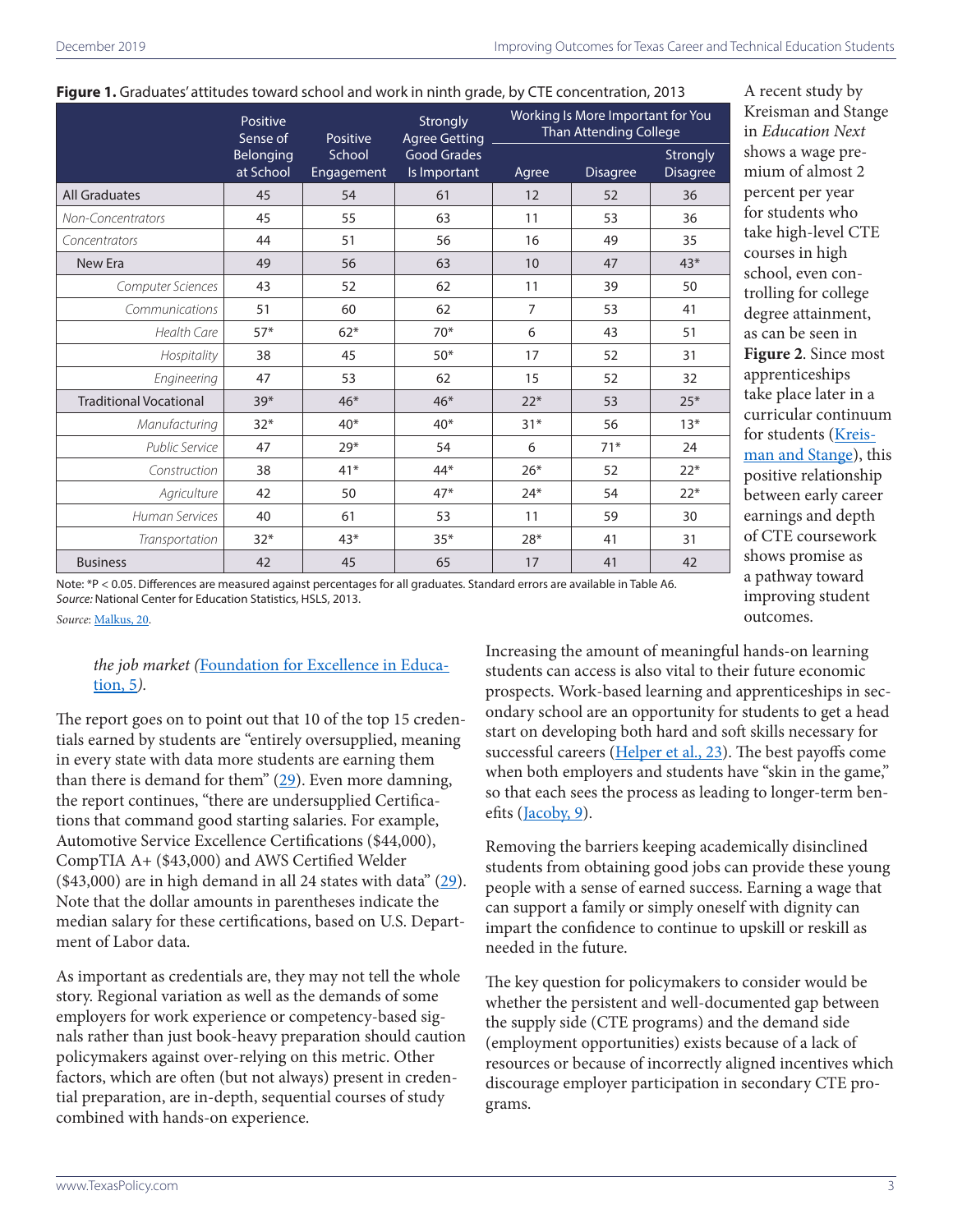**Figure 1.** Graduates' attitudes toward school and work in ninth grade, by CTE concentration, 2013

| | Positive Sense of Belonging at School | Positive School Engagement | Strongly Agree Getting Good Grades Is Important | Working Is More Important for You Than Attending College | | |
|---|---|---|---|---|---|---|
| | | | | Agree | Disagree | Strongly Disagree |
| All Graduates | 45 | 54 | 61 | 12 | 52 | 36 |
| *Non-Concentrators* | 45 | 55 | 63 | 11 | 53 | 36 |
| *Concentrators* | 44 | 51 | 56 | 16 | 49 | 35 |
| New Era | 49 | 56 | 63 | 10 | 47 | 43* |
| *Computer Sciences* | 43 | 52 | 62 | 11 | 39 | 50 |
| *Communications* | 51 | 60 | 62 | 7 | 53 | 41 |
| *Health Care* | 57* | 62* | 70* | 6 | 43 | 51 |
| *Hospitality* | 38 | 45 | 50* | 17 | 52 | 31 |
| *Engineering* | 47 | 53 | 62 | 15 | 52 | 32 |
| Traditional Vocational | 39* | 46* | 46* | 22* | 53 | 25* |
| *Manufacturing* | 32* | 40* | 40* | 31* | 56 | 13* |
| *Public Service* | 47 | 29* | 54 | 6 | 71* | 24 |
| *Construction* | 38 | 41* | 44* | 26* | 52 | 22* |
| *Agriculture* | 42 | 50 | 47* | 24* | 54 | 22* |
| *Human Services* | 40 | 61 | 53 | 11 | 59 | 30 |
| *Transportation* | 32* | 43* | 35* | 28* | 41 | 31 |
| Business | 42 | 45 | 65 | 17 | 41 | 42 |

Note: *P < 0.05. Differences are measured against percentages for all graduates. Standard errors are available in Table A6.
*Source:* National Center for Education Statistics, HSLS, 2013.

*Source*: Malkus, 20.

A recent study by Kreisman and Stange in *Education Next* shows a wage premium of almost 2 percent per year for students who take high-level CTE courses in high school, even controlling for college degree attainment, as can be seen in **Figure 2**. Since most apprenticeships take place later in a curricular continuum for students (Kreisman and Stange), this positive relationship between early career earnings and depth of CTE coursework shows promise as a pathway toward improving student outcomes.

*the job market (Foundation for Excellence in Education, 5).*

The report goes on to point out that 10 of the top 15 credentials earned by students are "entirely oversupplied, meaning in every state with data more students are earning them than there is demand for them" (29). Even more damning, the report continues, "there are undersupplied Certifications that command good starting salaries. For example, Automotive Service Excellence Certifications ($44,000), CompTIA A+ ($43,000) and AWS Certified Welder ($43,000) are in high demand in all 24 states with data" (29). Note that the dollar amounts in parentheses indicate the median salary for these certifications, based on U.S. Department of Labor data.

As important as credentials are, they may not tell the whole story. Regional variation as well as the demands of some employers for work experience or competency-based signals rather than just book-heavy preparation should caution policymakers against over-relying on this metric. Other factors, which are often (but not always) present in credential preparation, are in-depth, sequential courses of study combined with hands-on experience.

Increasing the amount of meaningful hands-on learning students can access is also vital to their future economic prospects. Work-based learning and apprenticeships in secondary school are an opportunity for students to get a head start on developing both hard and soft skills necessary for successful careers (Helper et al., 23). The best payoffs come when both employers and students have "skin in the game," so that each sees the process as leading to longer-term benefits (Jacoby, 9).

Removing the barriers keeping academically disinclined students from obtaining good jobs can provide these young people with a sense of earned success. Earning a wage that can support a family or simply oneself with dignity can impart the confidence to continue to upskill or reskill as needed in the future.

The key question for policymakers to consider would be whether the persistent and well-documented gap between the supply side (CTE programs) and the demand side (employment opportunities) exists because of a lack of resources or because of incorrectly aligned incentives which discourage employer participation in secondary CTE programs.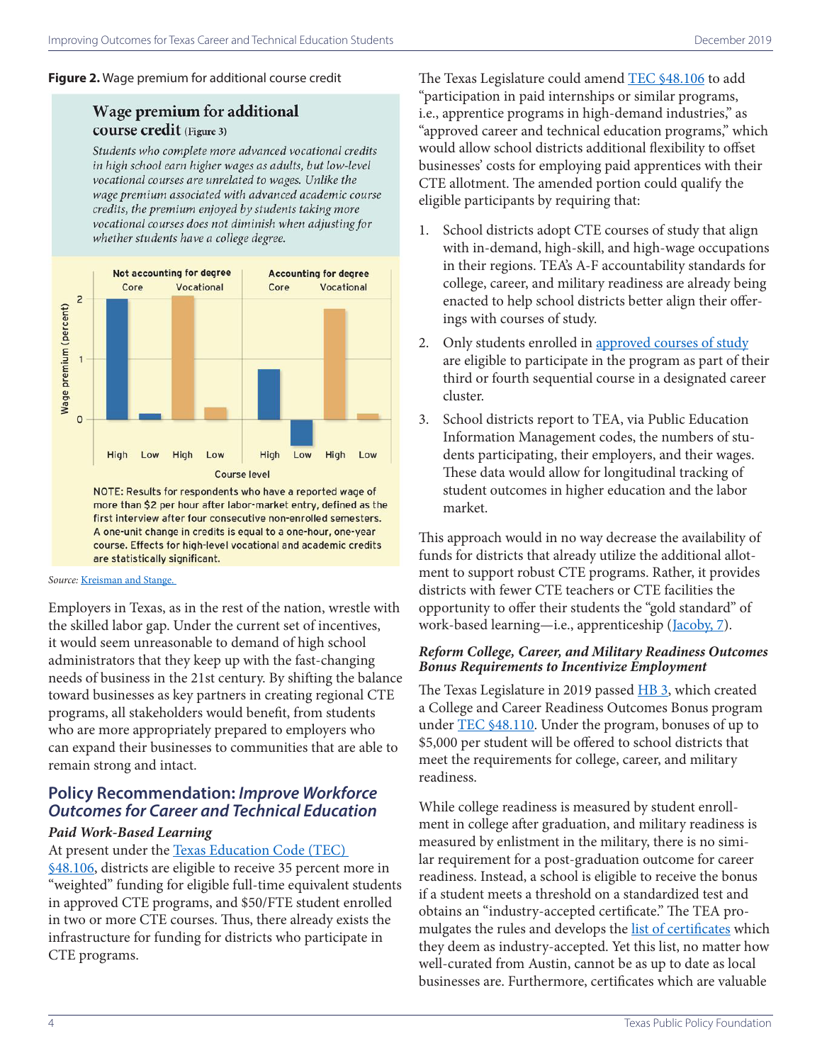**Figure 2.** Wage premium for additional course credit

**Wage premium for additional course credit** (Figure 3)

*Students who complete more advanced vocational credits in high school earn higher wages as adults, but low-level vocational courses are unrelated to wages. Unlike the wage premium associated with advanced academic course credits, the premium enjoyed by students taking more vocational courses does not diminish when adjusting for whether students have a college degree.*

NOTE: Results for respondents who have a reported wage of more than $2 per hour after labor-market entry, defined as the first interview after four consecutive non-enrolled semesters. A one-unit change in credits is equal to a one-hour, one-year course. Effects for high-level vocational and academic credits are statistically significant.

*Source:* Kreisman and Stange.

Employers in Texas, as in the rest of the nation, wrestle with the skilled labor gap. Under the current set of incentives, it would seem unreasonable to demand of high school administrators that they keep up with the fast-changing needs of business in the 21st century. By shifting the balance toward businesses as key partners in creating regional CTE programs, all stakeholders would benefit, from students who are more appropriately prepared to employers who can expand their businesses to communities that are able to remain strong and intact.

## Policy Recommendation: *Improve Workforce Outcomes for Career and Technical Education*

### *Paid Work-Based Learning*

At present under the Texas Education Code (TEC) §48.106, districts are eligible to receive 35 percent more in "weighted" funding for eligible full-time equivalent students in approved CTE programs, and $50/FTE student enrolled in two or more CTE courses. Thus, there already exists the infrastructure for funding for districts who participate in CTE programs.

The Texas Legislature could amend TEC §48.106 to add "participation in paid internships or similar programs, i.e., apprentice programs in high-demand industries," as "approved career and technical education programs," which would allow school districts additional flexibility to offset businesses' costs for employing paid apprentices with their CTE allotment. The amended portion could qualify the eligible participants by requiring that:

1. School districts adopt CTE courses of study that align with in-demand, high-skill, and high-wage occupations in their regions. TEA's A-F accountability standards for college, career, and military readiness are already being enacted to help school districts better align their offerings with courses of study.
2. Only students enrolled in approved courses of study are eligible to participate in the program as part of their third or fourth sequential course in a designated career cluster.
3. School districts report to TEA, via Public Education Information Management codes, the numbers of students participating, their employers, and their wages. These data would allow for longitudinal tracking of student outcomes in higher education and the labor market.

This approach would in no way decrease the availability of funds for districts that already utilize the additional allotment to support robust CTE programs. Rather, it provides districts with fewer CTE teachers or CTE facilities the opportunity to offer their students the "gold standard" of work-based learning—i.e., apprenticeship (Jacoby, 7).

### *Reform College, Career, and Military Readiness Outcomes Bonus Requirements to Incentivize Employment*

The Texas Legislature in 2019 passed HB 3, which created a College and Career Readiness Outcomes Bonus program under TEC §48.110. Under the program, bonuses of up to $5,000 per student will be offered to school districts that meet the requirements for college, career, and military readiness.

While college readiness is measured by student enrollment in college after graduation, and military readiness is measured by enlistment in the military, there is no similar requirement for a post-graduation outcome for career readiness. Instead, a school is eligible to receive the bonus if a student meets a threshold on a standardized test and obtains an "industry-accepted certificate." The TEA promulgates the rules and develops the list of certificates which they deem as industry-accepted. Yet this list, no matter how well-curated from Austin, cannot be as up to date as local businesses are. Furthermore, certificates which are valuable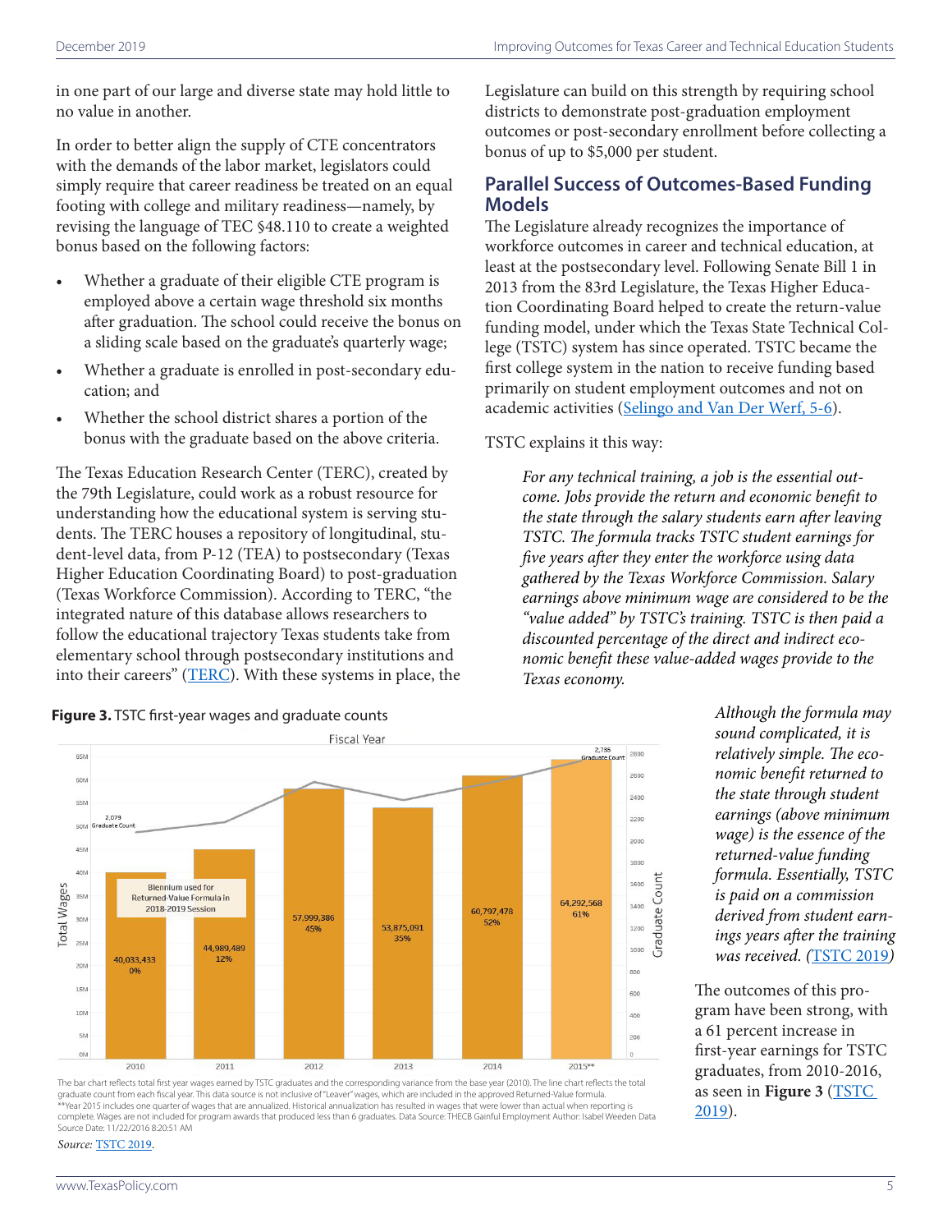in one part of our large and diverse state may hold little to no value in another.

In order to better align the supply of CTE concentrators with the demands of the labor market, legislators could simply require that career readiness be treated on an equal footing with college and military readiness—namely, by revising the language of TEC §48.110 to create a weighted bonus based on the following factors:

- Whether a graduate of their eligible CTE program is employed above a certain wage threshold six months after graduation. The school could receive the bonus on a sliding scale based on the graduate's quarterly wage;
- Whether a graduate is enrolled in post-secondary education; and
- Whether the school district shares a portion of the bonus with the graduate based on the above criteria.

The Texas Education Research Center (TERC), created by the 79th Legislature, could work as a robust resource for understanding how the educational system is serving students. The TERC houses a repository of longitudinal, student-level data, from P-12 (TEA) to postsecondary (Texas Higher Education Coordinating Board) to post-graduation (Texas Workforce Commission). According to TERC, "the integrated nature of this database allows researchers to follow the educational trajectory Texas students take from elementary school through postsecondary institutions and into their careers" (TERC). With these systems in place, the Legislature can build on this strength by requiring school districts to demonstrate post-graduation employment outcomes or post-secondary enrollment before collecting a bonus of up to $5,000 per student.

## Parallel Success of Outcomes-Based Funding Models

The Legislature already recognizes the importance of workforce outcomes in career and technical education, at least at the postsecondary level. Following Senate Bill 1 in 2013 from the 83rd Legislature, the Texas Higher Education Coordinating Board helped to create the return-value funding model, under which the Texas State Technical College (TSTC) system has since operated. TSTC became the first college system in the nation to receive funding based primarily on student employment outcomes and not on academic activities (Selingo and Van Der Werf, 5-6).

TSTC explains it this way:

> *For any technical training, a job is the essential outcome. Jobs provide the return and economic benefit to the state through the salary students earn after leaving TSTC. The formula tracks TSTC student earnings for five years after they enter the workforce using data gathered by the Texas Workforce Commission. Salary earnings above minimum wage are considered to be the "value added" by TSTC's training. TSTC is then paid a discounted percentage of the direct and indirect economic benefit these value-added wages provide to the Texas economy.*
>
> *Although the formula may sound complicated, it is relatively simple. The economic benefit returned to the state through student earnings (above minimum wage) is the essence of the returned-value funding formula. Essentially, TSTC is paid on a commission derived from student earnings years after the training was received. (TSTC 2019)*

The outcomes of this program have been strong, with a 61 percent increase in first-year earnings for TSTC graduates, from 2010-2016, as seen in **Figure 3** (TSTC 2019).

**Figure 3.** TSTC first-year wages and graduate counts

| Fiscal Year | Total Wages | Variance from 2010 |
|---|---|---|
| 2010 | 40,033,433 | 0% |
| 2011 | 44,989,489 | 12% |
| 2012 | 57,999,386 | 45% |
| 2013 | 53,875,091 | 35% |
| 2014 | 60,797,478 | 52% |
| 2015** | 64,292,568 | 61% |

Graduate Count: 2,079 (2010); 2,785 (2015**). Biennium used for Returned-Value Formula in 2018-2019 Session: 2010–2011.

The bar chart reflects total first year wages earned by TSTC graduates and the corresponding variance from the base year (2010). The line chart reflects the total graduate count from each fiscal year. This data source is not inclusive of "Leaver" wages, which are included in the approved Returned-Value formula.
**Year 2015 includes one quarter of wages that are annualized. Historical annualization has resulted in wages that were lower than actual when reporting is complete. Wages are not included for program awards that produced less than 6 graduates. Data Source: THECB Gainful Employment Author: Isabel Weeden Data Source Date: 11/22/2016 8:20:51 AM

*Source:* TSTC 2019.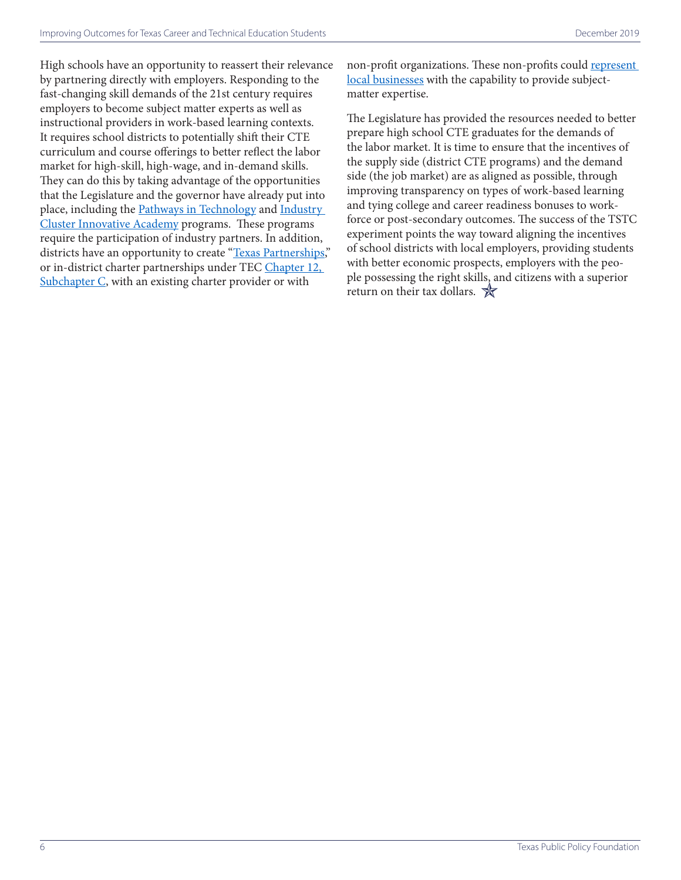High schools have an opportunity to reassert their relevance by partnering directly with employers. Responding to the fast-changing skill demands of the 21st century requires employers to become subject matter experts as well as instructional providers in work-based learning contexts. It requires school districts to potentially shift their CTE curriculum and course offerings to better reflect the labor market for high-skill, high-wage, and in-demand skills. They can do this by taking advantage of the opportunities that the Legislature and the governor have already put into place, including the Pathways in Technology and Industry Cluster Innovative Academy programs. These programs require the participation of industry partners. In addition, districts have an opportunity to create "Texas Partnerships," or in-district charter partnerships under TEC Chapter 12, Subchapter C, with an existing charter provider or with non-profit organizations. These non-profits could represent local businesses with the capability to provide subject-matter expertise.

The Legislature has provided the resources needed to better prepare high school CTE graduates for the demands of the labor market. It is time to ensure that the incentives of the supply side (district CTE programs) and the demand side (the job market) are as aligned as possible, through improving transparency on types of work-based learning and tying college and career readiness bonuses to workforce or post-secondary outcomes. The success of the TSTC experiment points the way toward aligning the incentives of school districts with local employers, providing students with better economic prospects, employers with the people possessing the right skills, and citizens with a superior return on their tax dollars.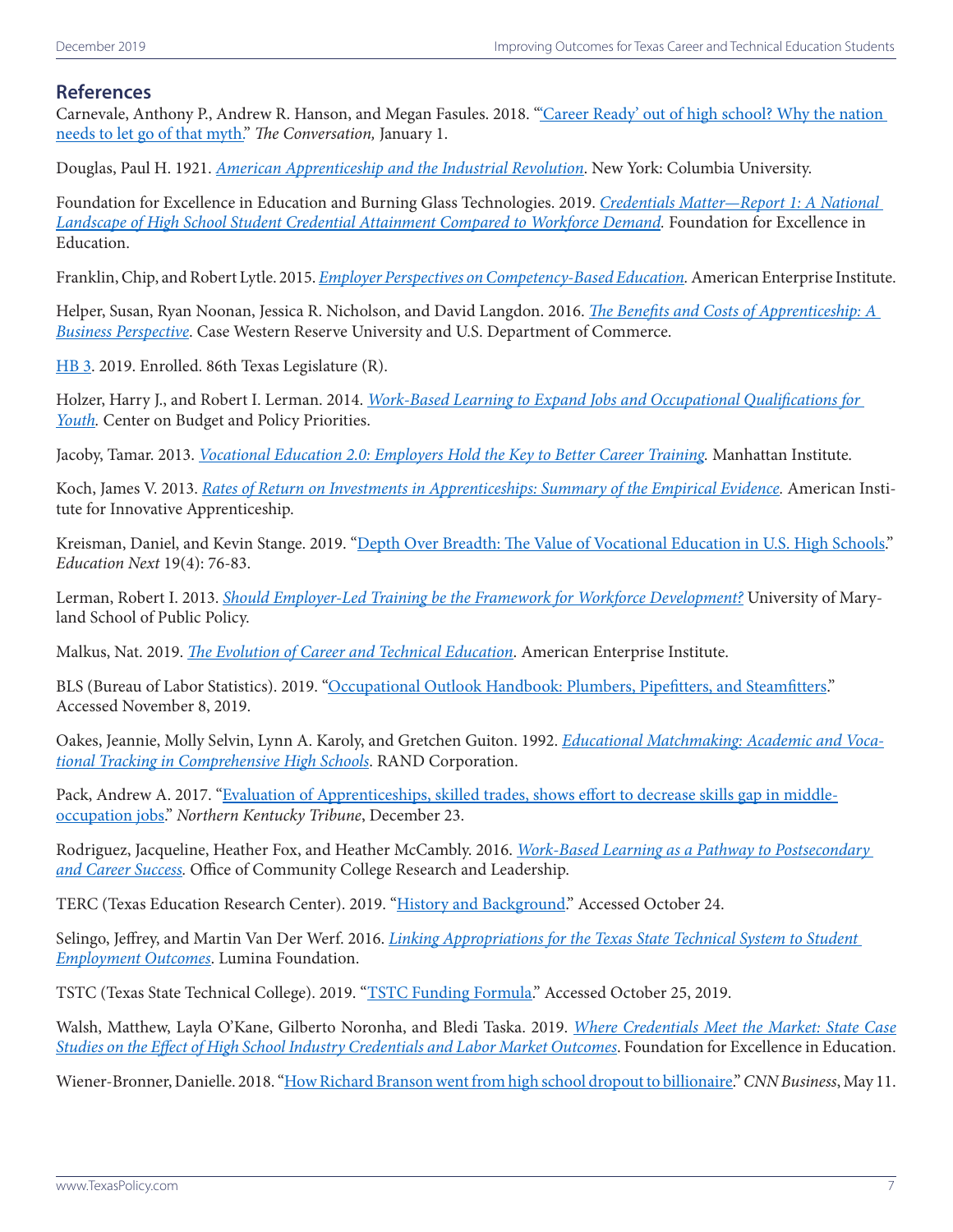## References

Carnevale, Anthony P., Andrew R. Hanson, and Megan Fasules. 2018. "'Career Ready' out of high school? Why the nation needs to let go of that myth." *The Conversation,* January 1.

Douglas, Paul H. 1921. *American Apprenticeship and the Industrial Revolution*. New York: Columbia University.

Foundation for Excellence in Education and Burning Glass Technologies. 2019. *Credentials Matter—Report 1: A National Landscape of High School Student Credential Attainment Compared to Workforce Demand.* Foundation for Excellence in Education.

Franklin, Chip, and Robert Lytle. 2015. *Employer Perspectives on Competency-Based Education.* American Enterprise Institute.

Helper, Susan, Ryan Noonan, Jessica R. Nicholson, and David Langdon. 2016. *The Benefits and Costs of Apprenticeship: A Business Perspective*. Case Western Reserve University and U.S. Department of Commerce.

HB 3. 2019. Enrolled. 86th Texas Legislature (R).

Holzer, Harry J., and Robert I. Lerman. 2014. *Work-Based Learning to Expand Jobs and Occupational Qualifications for Youth.* Center on Budget and Policy Priorities.

Jacoby, Tamar. 2013. *Vocational Education 2.0: Employers Hold the Key to Better Career Training.* Manhattan Institute.

Koch, James V. 2013. *Rates of Return on Investments in Apprenticeships: Summary of the Empirical Evidence.* American Institute for Innovative Apprenticeship.

Kreisman, Daniel, and Kevin Stange. 2019. "Depth Over Breadth: The Value of Vocational Education in U.S. High Schools." *Education Next* 19(4): 76-83.

Lerman, Robert I. 2013. *Should Employer-Led Training be the Framework for Workforce Development?* University of Maryland School of Public Policy.

Malkus, Nat. 2019. *The Evolution of Career and Technical Education*. American Enterprise Institute.

BLS (Bureau of Labor Statistics). 2019. "Occupational Outlook Handbook: Plumbers, Pipefitters, and Steamfitters." Accessed November 8, 2019.

Oakes, Jeannie, Molly Selvin, Lynn A. Karoly, and Gretchen Guiton. 1992. *Educational Matchmaking: Academic and Vocational Tracking in Comprehensive High Schools*. RAND Corporation.

Pack, Andrew A. 2017. "Evaluation of Apprenticeships, skilled trades, shows effort to decrease skills gap in middle-occupation jobs." *Northern Kentucky Tribune*, December 23.

Rodriguez, Jacqueline, Heather Fox, and Heather McCambly. 2016. *Work-Based Learning as a Pathway to Postsecondary and Career Success.* Office of Community College Research and Leadership.

TERC (Texas Education Research Center). 2019. "History and Background." Accessed October 24.

Selingo, Jeffrey, and Martin Van Der Werf. 2016. *Linking Appropriations for the Texas State Technical System to Student Employment Outcomes*. Lumina Foundation.

TSTC (Texas State Technical College). 2019. "TSTC Funding Formula." Accessed October 25, 2019.

Walsh, Matthew, Layla O'Kane, Gilberto Noronha, and Bledi Taska. 2019. *Where Credentials Meet the Market: State Case Studies on the Effect of High School Industry Credentials and Labor Market Outcomes*. Foundation for Excellence in Education.

Wiener-Bronner, Danielle. 2018. "How Richard Branson went from high school dropout to billionaire." *CNN Business*, May 11.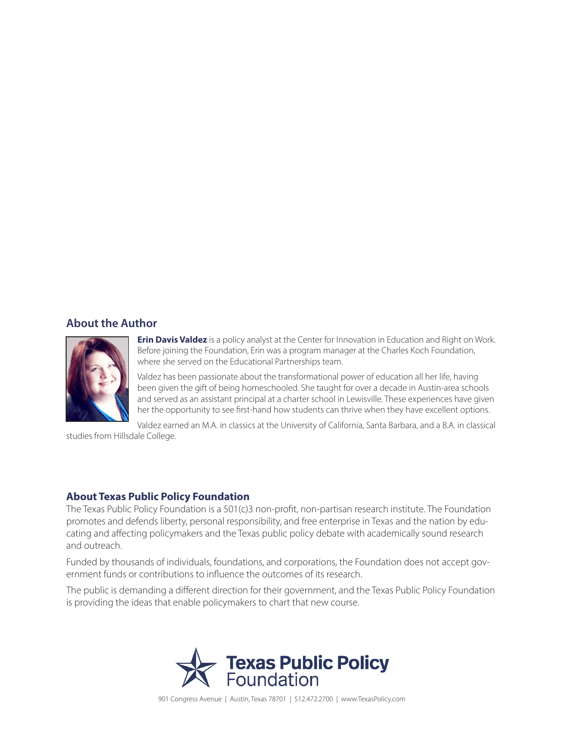## About the Author

**Erin Davis Valdez** is a policy analyst at the Center for Innovation in Education and Right on Work. Before joining the Foundation, Erin was a program manager at the Charles Koch Foundation, where she served on the Educational Partnerships team.

Valdez has been passionate about the transformational power of education all her life, having been given the gift of being homeschooled. She taught for over a decade in Austin-area schools and served as an assistant principal at a charter school in Lewisville. These experiences have given her the opportunity to see first-hand how students can thrive when they have excellent options.

Valdez earned an M.A. in classics at the University of California, Santa Barbara, and a B.A. in classical studies from Hillsdale College.

## About Texas Public Policy Foundation

The Texas Public Policy Foundation is a 501(c)3 non-profit, non-partisan research institute. The Foundation promotes and defends liberty, personal responsibility, and free enterprise in Texas and the nation by educating and affecting policymakers and the Texas public policy debate with academically sound research and outreach.

Funded by thousands of individuals, foundations, and corporations, the Foundation does not accept government funds or contributions to influence the outcomes of its research.

The public is demanding a different direction for their government, and the Texas Public Policy Foundation is providing the ideas that enable policymakers to chart that new course.

Texas Public Policy Foundation

901 Congress Avenue | Austin, Texas 78701 | 512.472.2700 | www.TexasPolicy.com